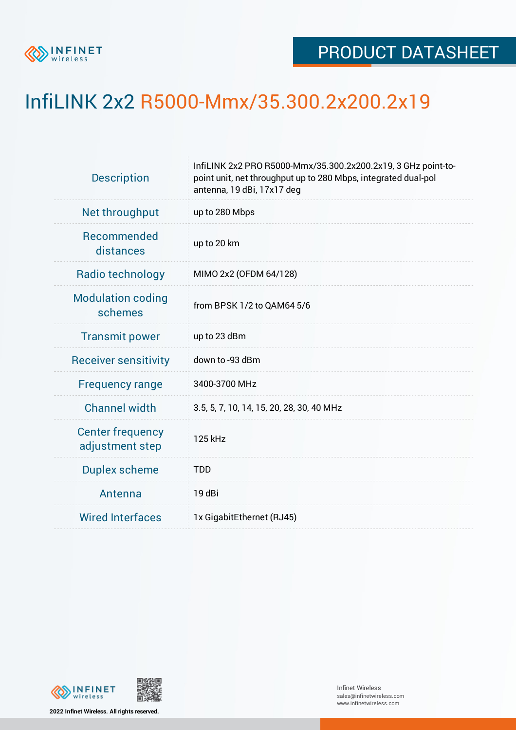PRODUCT DATASHEET

# InfiLINK 2x2 R5000-Mmx/35.300.2x200.2x19

| | |
|---|---|
| Description | InfiLINK 2x2 PRO R5000-Mmx/35.300.2x200.2x19, 3 GHz point-to-point unit, net throughput up to 280 Mbps, integrated dual-pol antenna, 19 dBi, 17x17 deg |
| Net throughput | up to 280 Mbps |
| Recommended distances | up to 20 km |
| Radio technology | MIMO 2x2 (OFDM 64/128) |
| Modulation coding schemes | from BPSK 1/2 to QAM64 5/6 |
| Transmit power | up to 23 dBm |
| Receiver sensitivity | down to -93 dBm |
| Frequency range | 3400-3700 MHz |
| Channel width | 3.5, 5, 7, 10, 14, 15, 20, 28, 30, 40 MHz |
| Center frequency adjustment step | 125 kHz |
| Duplex scheme | TDD |
| Antenna | 19 dBi |
| Wired Interfaces | 1x GigabitEthernet (RJ45) |

**2022 Infinet Wireless. All rights reserved.**

Infinet Wireless
sales@infinetwireless.com
www.infinetwireless.com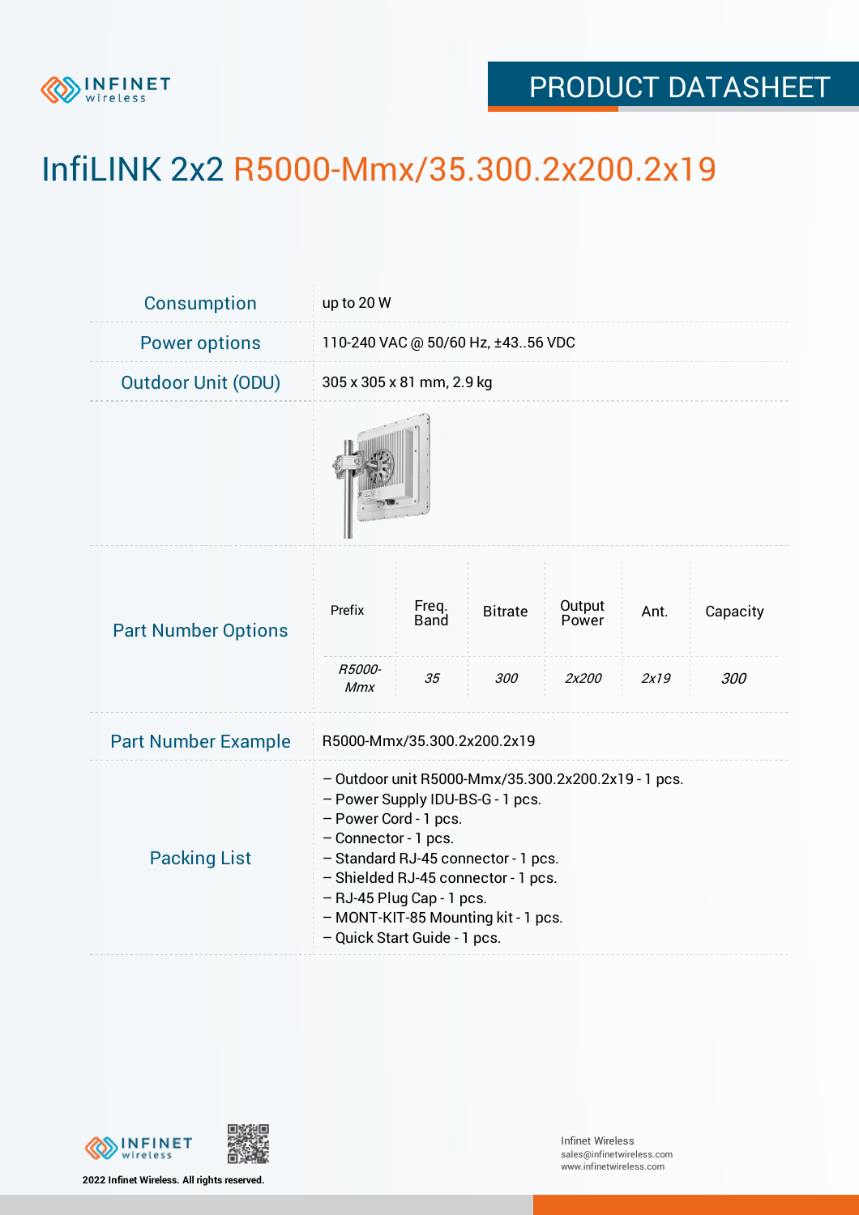# InfiLINK 2x2 R5000-Mmx/35.300.2x200.2x19

| | |
|---|---|
| Consumption | up to 20 W |
| Power options | 110-240 VAC @ 50/60 Hz, ±43..56 VDC |
| Outdoor Unit (ODU) | 305 x 305 x 81 mm, 2.9 kg |

**Part Number Options**

| Prefix | Freq. Band | Bitrate | Output Power | Ant. | Capacity |
|---|---|---|---|---|---|
| *R5000-Mmx* | *35* | *300* | *2x200* | *2x19* | *300* |

| | |
|---|---|
| Part Number Example | R5000-Mmx/35.300.2x200.2x19 |

**Packing List**

– Outdoor unit R5000-Mmx/35.300.2x200.2x19 - 1 pcs.
– Power Supply IDU-BS-G - 1 pcs.
– Power Cord - 1 pcs.
– Connector - 1 pcs.
– Standard RJ-45 connector - 1 pcs.
– Shielded RJ-45 connector - 1 pcs.
– RJ-45 Plug Cap - 1 pcs.
– MONT-KIT-85 Mounting kit - 1 pcs.
– Quick Start Guide - 1 pcs.

2022 Infinet Wireless. All rights reserved.

Infinet Wireless
sales@infinetwireless.com
www.infinetwireless.com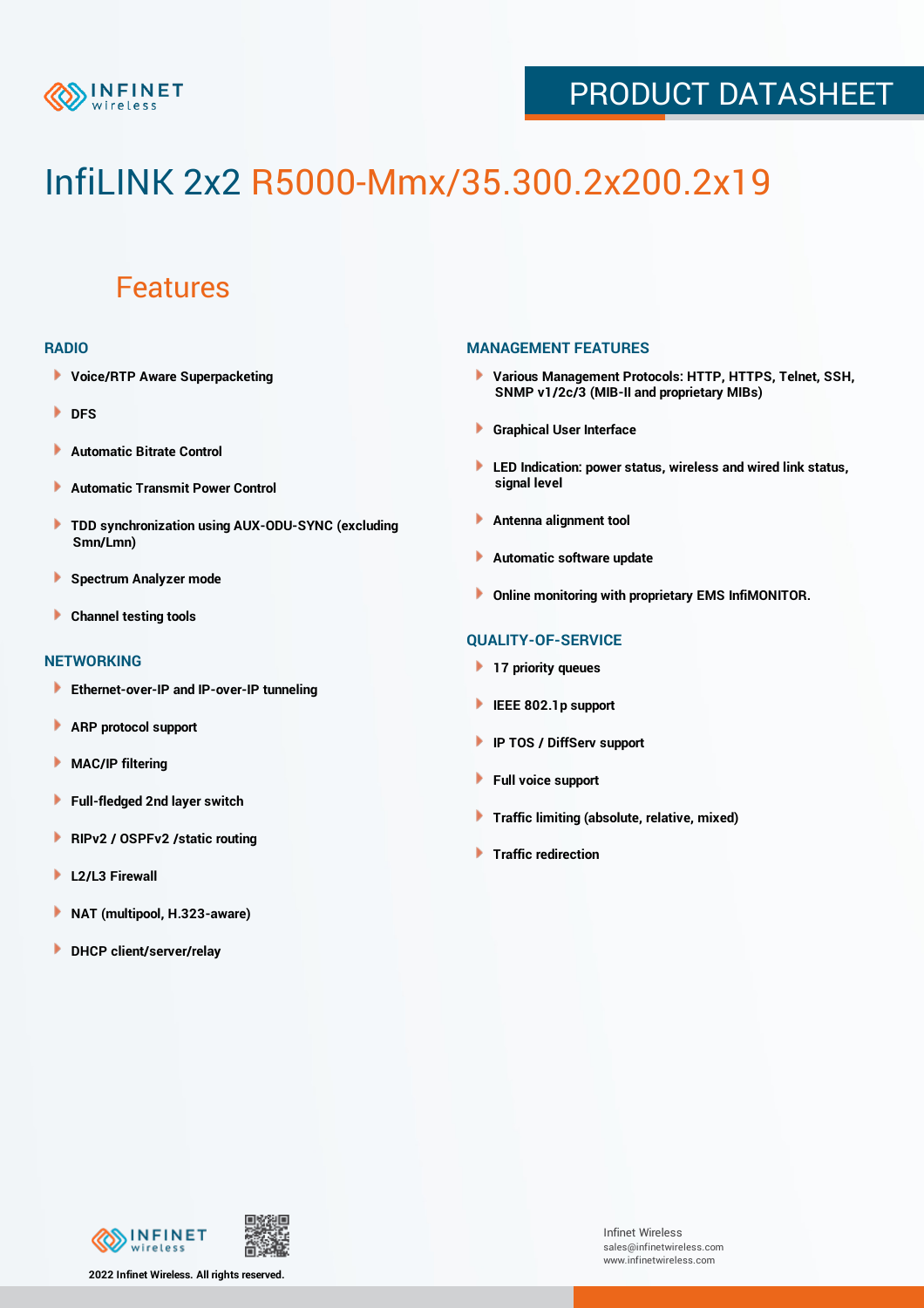# InfiLINK 2x2 R5000-Mmx/35.300.2x200.2x19

## Features

### RADIO

- Voice/RTP Aware Superpacketing
- DFS
- Automatic Bitrate Control
- Automatic Transmit Power Control
- TDD synchronization using AUX-ODU-SYNC (excluding Smn/Lmn)
- Spectrum Analyzer mode
- Channel testing tools

### NETWORKING

- Ethernet-over-IP and IP-over-IP tunneling
- ARP protocol support
- MAC/IP filtering
- Full-fledged 2nd layer switch
- RIPv2 / OSPFv2 /static routing
- L2/L3 Firewall
- NAT (multipool, H.323-aware)
- DHCP client/server/relay

### MANAGEMENT FEATURES

- Various Management Protocols: HTTP, HTTPS, Telnet, SSH, SNMP v1/2c/3 (MIB-II and proprietary MIBs)
- Graphical User Interface
- LED Indication: power status, wireless and wired link status, signal level
- Antenna alignment tool
- Automatic software update
- Online monitoring with proprietary EMS InfiMONITOR.

### QUALITY-OF-SERVICE

- 17 priority queues
- IEEE 802.1p support
- IP TOS / DiffServ support
- Full voice support
- Traffic limiting (absolute, relative, mixed)
- Traffic redirection

2022 Infinet Wireless. All rights reserved.

Infinet Wireless
sales@infinetwireless.com
www.infinetwireless.com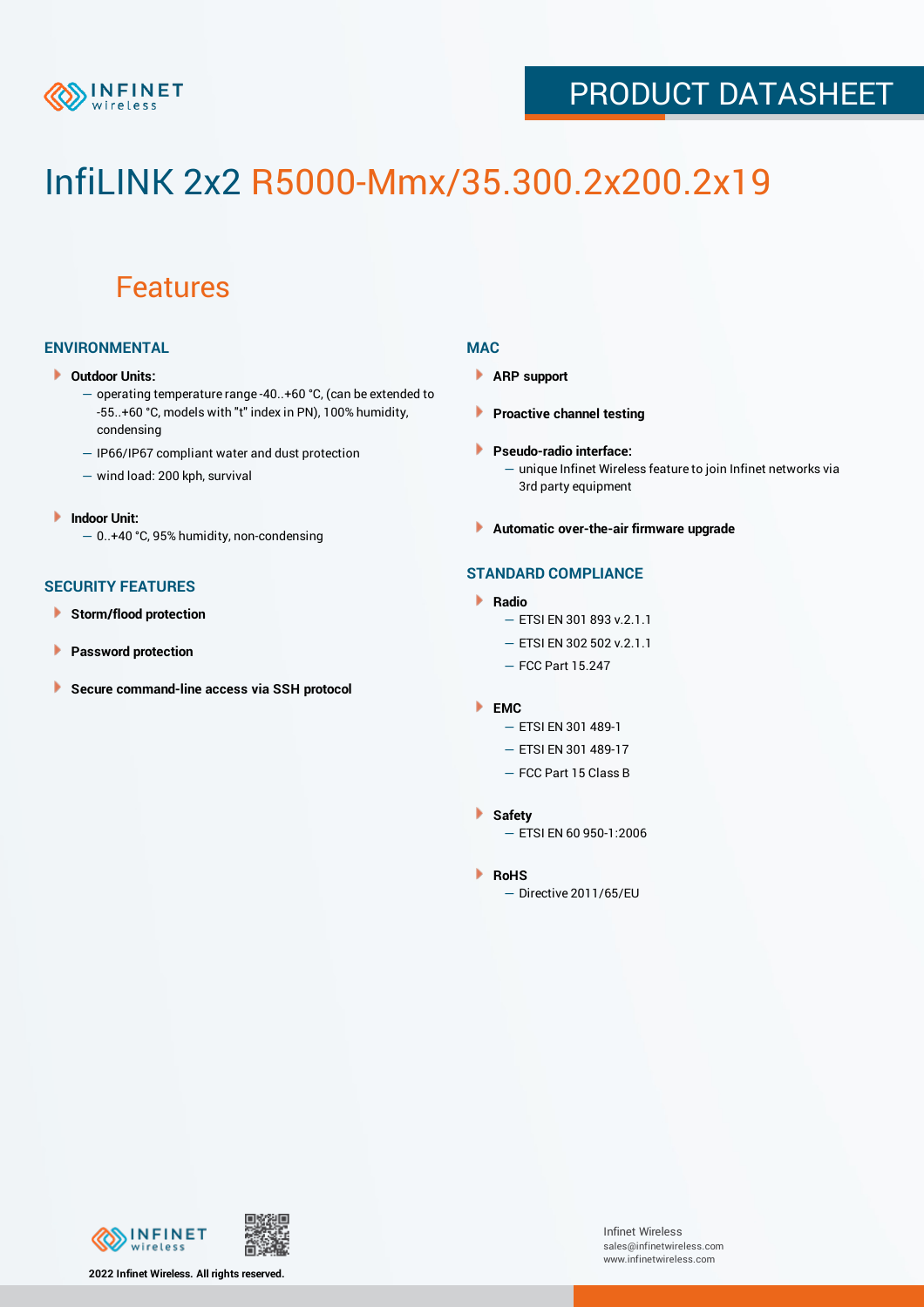# InfiLINK 2x2 R5000-Mmx/35.300.2x200.2x19

## Features

### ENVIRONMENTAL

- **Outdoor Units:**
  - operating temperature range -40..+60 °C, (can be extended to -55..+60 °C, models with "t" index in PN), 100% humidity, condensing
  - IP66/IP67 compliant water and dust protection
  - wind load: 200 kph, survival
- **Indoor Unit:**
  - 0..+40 °C, 95% humidity, non-condensing

### SECURITY FEATURES

- **Storm/flood protection**
- **Password protection**
- **Secure command-line access via SSH protocol**

### MAC

- **ARP support**
- **Proactive channel testing**
- **Pseudo-radio interface:**
  - unique Infinet Wireless feature to join Infinet networks via 3rd party equipment
- **Automatic over-the-air firmware upgrade**

### STANDARD COMPLIANCE

- **Radio**
  - ETSI EN 301 893 v.2.1.1
  - ETSI EN 302 502 v.2.1.1
  - FCC Part 15.247
- **EMC**
  - ETSI EN 301 489-1
  - ETSI EN 301 489-17
  - FCC Part 15 Class B
- **Safety**
  - ETSI EN 60 950-1:2006
- **RoHS**
  - Directive 2011/65/EU

**2022 Infinet Wireless. All rights reserved.**

Infinet Wireless
sales@infinetwireless.com
www.infinetwireless.com